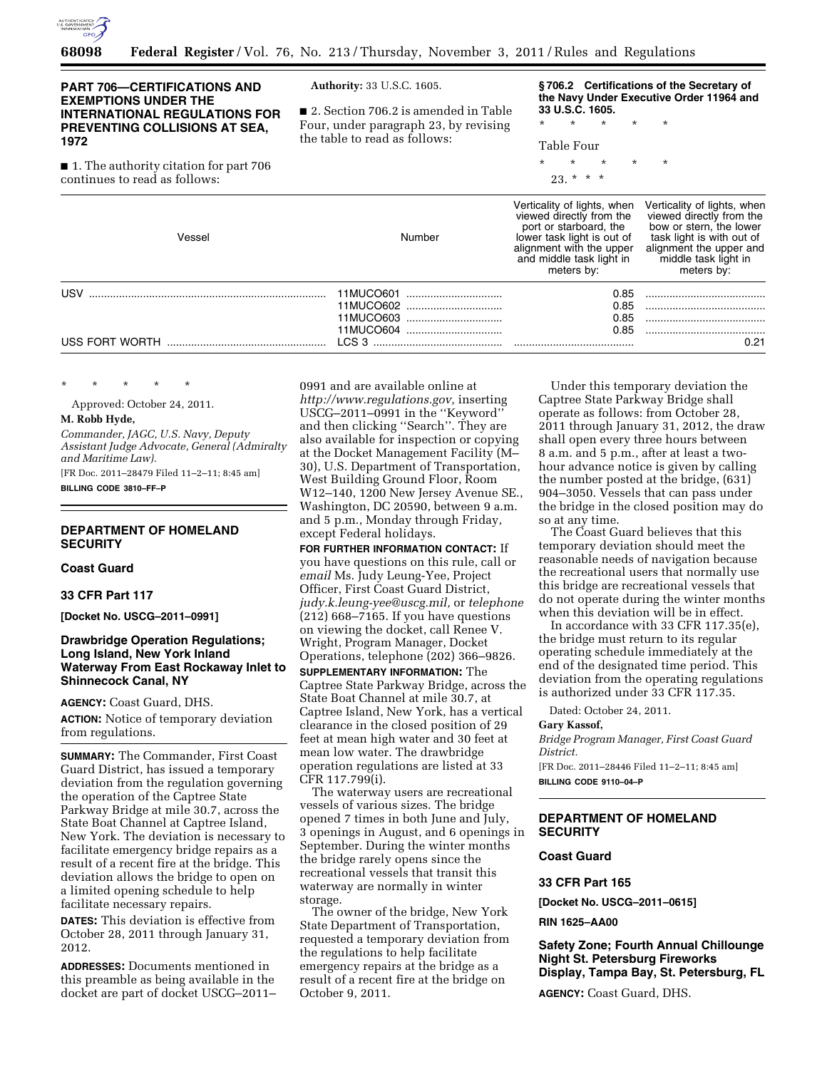## PART 706—CERTIFICATIONS AND EXEMPTIONS UNDER THE INTERNATIONAL REGULATIONS FOR PREVENTING COLLISIONS AT SEA, 1972

■ 1. The authority citation for part 706 continues to read as follows:

**Authority:** 33 U.S.C. 1605.

■ 2. Section 706.2 is amended in Table Four, under paragraph 23, by revising the table to read as follows:

**§ 706.2 Certifications of the Secretary of the Navy Under Executive Order 11964 and 33 U.S.C. 1605.**

\* \* \* \* \*

Table Four

\* \* \* \* \*

23. \* \* \*

| Vessel | Number | Verticality of lights, when viewed directly from the port or starboard, the lower task light is out of alignment with the upper and middle task light in meters by: | Verticality of lights, when viewed directly from the bow or stern, the lower task light is with out of alignment the upper and middle task light in meters by: |
|---|---|---|---|
| USV | 11MUCO601 | 0.85 | |
| | 11MUCO602 | 0.85 | |
| | 11MUCO603 | 0.85 | |
| | 11MUCO604 | 0.85 | |
| USS FORT WORTH | LCS 3 | | 0.21 |

\* \* \* \* \*

Approved: October 24, 2011.

**M. Robb Hyde,**

*Commander, JAGC, U.S. Navy, Deputy Assistant Judge Advocate, General (Admiralty and Maritime Law).*

[FR Doc. 2011–28479 Filed 11–2–11; 8:45 am]

**BILLING CODE 3810–FF–P**

---

## DEPARTMENT OF HOMELAND SECURITY

### Coast Guard

### 33 CFR Part 117

**[Docket No. USCG–2011–0991]**

### Drawbridge Operation Regulations; Long Island, New York Inland Waterway From East Rockaway Inlet to Shinnecock Canal, NY

**AGENCY:** Coast Guard, DHS.

**ACTION:** Notice of temporary deviation from regulations.

**SUMMARY:** The Commander, First Coast Guard District, has issued a temporary deviation from the regulation governing the operation of the Captree State Parkway Bridge at mile 30.7, across the State Boat Channel at Captree Island, New York. The deviation is necessary to facilitate emergency bridge repairs as a result of a recent fire at the bridge. This deviation allows the bridge to open on a limited opening schedule to help facilitate necessary repairs.

**DATES:** This deviation is effective from October 28, 2011 through January 31, 2012.

**ADDRESSES:** Documents mentioned in this preamble as being available in the docket are part of docket USCG–2011–0991 and are available online at *http://www.regulations.gov,* inserting USCG–2011–0991 in the ''Keyword'' and then clicking ''Search''. They are also available for inspection or copying at the Docket Management Facility (M–30), U.S. Department of Transportation, West Building Ground Floor, Room W12–140, 1200 New Jersey Avenue SE., Washington, DC 20590, between 9 a.m. and 5 p.m., Monday through Friday, except Federal holidays.

**FOR FURTHER INFORMATION CONTACT:** If you have questions on this rule, call or *email* Ms. Judy Leung-Yee, Project Officer, First Coast Guard District, *judy.k.leung-yee@uscg.mil,* or *telephone* (212) 668–7165. If you have questions on viewing the docket, call Renee V. Wright, Program Manager, Docket Operations, telephone (202) 366–9826.

**SUPPLEMENTARY INFORMATION:** The Captree State Parkway Bridge, across the State Boat Channel at mile 30.7, at Captree Island, New York, has a vertical clearance in the closed position of 29 feet at mean high water and 30 feet at mean low water. The drawbridge operation regulations are listed at 33 CFR 117.799(i).

The waterway users are recreational vessels of various sizes. The bridge opened 7 times in both June and July, 3 openings in August, and 6 openings in September. During the winter months the bridge rarely opens since the recreational vessels that transit this waterway are normally in winter storage.

The owner of the bridge, New York State Department of Transportation, requested a temporary deviation from the regulations to help facilitate emergency repairs at the bridge as a result of a recent fire at the bridge on October 9, 2011.

Under this temporary deviation the Captree State Parkway Bridge shall operate as follows: from October 28, 2011 through January 31, 2012, the draw shall open every three hours between 8 a.m. and 5 p.m., after at least a two-hour advance notice is given by calling the number posted at the bridge, (631) 904–3050. Vessels that can pass under the bridge in the closed position may do so at any time.

The Coast Guard believes that this temporary deviation should meet the reasonable needs of navigation because the recreational users that normally use this bridge are recreational vessels that do not operate during the winter months when this deviation will be in effect.

In accordance with 33 CFR 117.35(e), the bridge must return to its regular operating schedule immediately at the end of the designated time period. This deviation from the operating regulations is authorized under 33 CFR 117.35.

Dated: October 24, 2011.

**Gary Kassof,**

*Bridge Program Manager, First Coast Guard District.*

[FR Doc. 2011–28446 Filed 11–2–11; 8:45 am]

**BILLING CODE 9110–04–P**

---

## DEPARTMENT OF HOMELAND SECURITY

### Coast Guard

### 33 CFR Part 165

**[Docket No. USCG–2011–0615]**

**RIN 1625–AA00**

### Safety Zone; Fourth Annual Chillounge Night St. Petersburg Fireworks Display, Tampa Bay, St. Petersburg, FL

**AGENCY:** Coast Guard, DHS.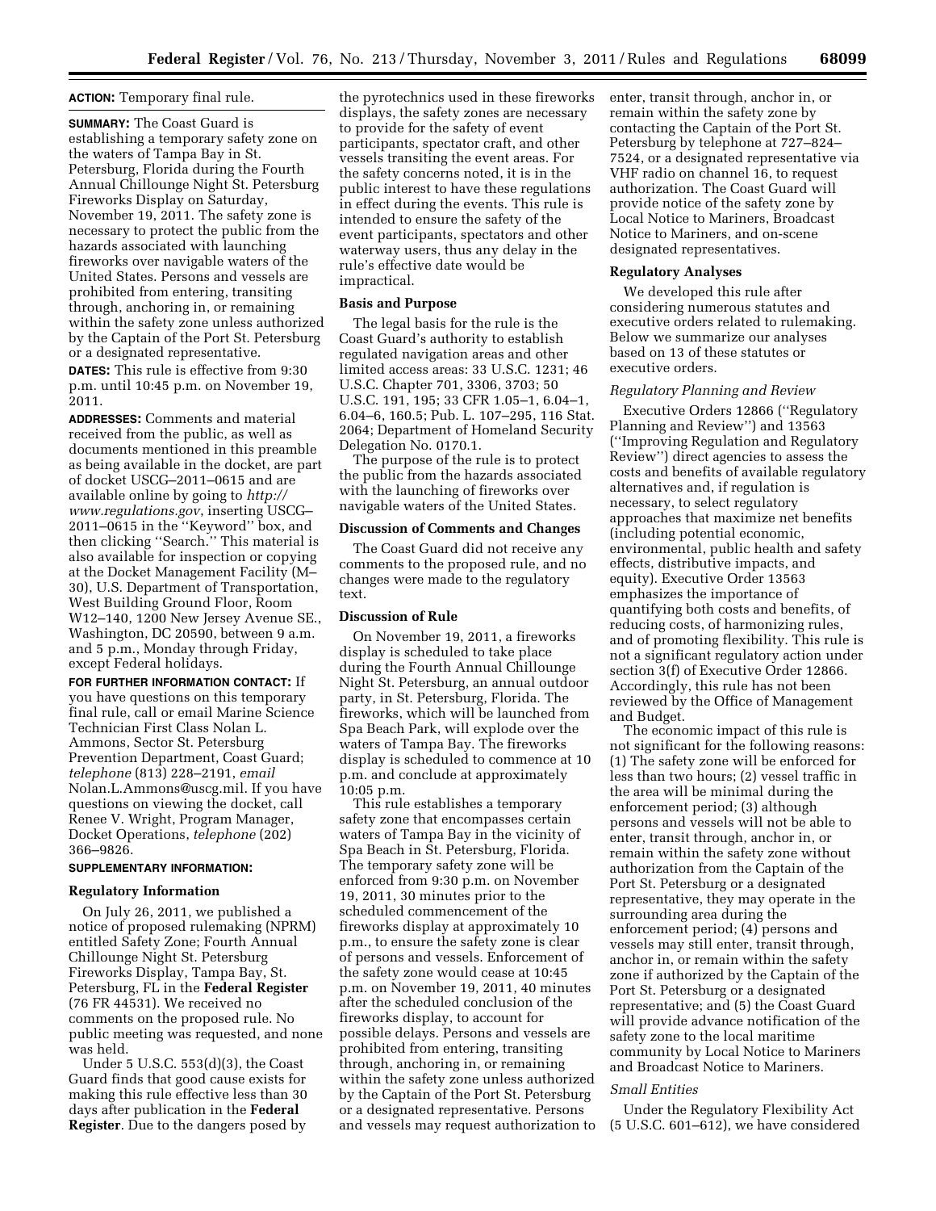**ACTION:** Temporary final rule.

**SUMMARY:** The Coast Guard is establishing a temporary safety zone on the waters of Tampa Bay in St. Petersburg, Florida during the Fourth Annual Chillounge Night St. Petersburg Fireworks Display on Saturday, November 19, 2011. The safety zone is necessary to protect the public from the hazards associated with launching fireworks over navigable waters of the United States. Persons and vessels are prohibited from entering, transiting through, anchoring in, or remaining within the safety zone unless authorized by the Captain of the Port St. Petersburg or a designated representative.

**DATES:** This rule is effective from 9:30 p.m. until 10:45 p.m. on November 19, 2011.

**ADDRESSES:** Comments and material received from the public, as well as documents mentioned in this preamble as being available in the docket, are part of docket USCG–2011–0615 and are available online by going to *http://www.regulations.gov*, inserting USCG–2011–0615 in the ''Keyword'' box, and then clicking ''Search.'' This material is also available for inspection or copying at the Docket Management Facility (M–30), U.S. Department of Transportation, West Building Ground Floor, Room W12–140, 1200 New Jersey Avenue SE., Washington, DC 20590, between 9 a.m. and 5 p.m., Monday through Friday, except Federal holidays.

**FOR FURTHER INFORMATION CONTACT:** If you have questions on this temporary final rule, call or email Marine Science Technician First Class Nolan L. Ammons, Sector St. Petersburg Prevention Department, Coast Guard; *telephone* (813) 228–2191, *email* Nolan.L.Ammons@uscg.mil. If you have questions on viewing the docket, call Renee V. Wright, Program Manager, Docket Operations, *telephone* (202) 366–9826.

**SUPPLEMENTARY INFORMATION:**

## Regulatory Information

On July 26, 2011, we published a notice of proposed rulemaking (NPRM) entitled Safety Zone; Fourth Annual Chillounge Night St. Petersburg Fireworks Display, Tampa Bay, St. Petersburg, FL in the **Federal Register** (76 FR 44531). We received no comments on the proposed rule. No public meeting was requested, and none was held.

Under 5 U.S.C. 553(d)(3), the Coast Guard finds that good cause exists for making this rule effective less than 30 days after publication in the **Federal Register**. Due to the dangers posed by the pyrotechnics used in these fireworks displays, the safety zones are necessary to provide for the safety of event participants, spectator craft, and other vessels transiting the event areas. For the safety concerns noted, it is in the public interest to have these regulations in effect during the events. This rule is intended to ensure the safety of the event participants, spectators and other waterway users, thus any delay in the rule's effective date would be impractical.

## Basis and Purpose

The legal basis for the rule is the Coast Guard's authority to establish regulated navigation areas and other limited access areas: 33 U.S.C. 1231; 46 U.S.C. Chapter 701, 3306, 3703; 50 U.S.C. 191, 195; 33 CFR 1.05–1, 6.04–1, 6.04–6, 160.5; Pub. L. 107–295, 116 Stat. 2064; Department of Homeland Security Delegation No. 0170.1.

The purpose of the rule is to protect the public from the hazards associated with the launching of fireworks over navigable waters of the United States.

## Discussion of Comments and Changes

The Coast Guard did not receive any comments to the proposed rule, and no changes were made to the regulatory text.

## Discussion of Rule

On November 19, 2011, a fireworks display is scheduled to take place during the Fourth Annual Chillounge Night St. Petersburg, an annual outdoor party, in St. Petersburg, Florida. The fireworks, which will be launched from Spa Beach Park, will explode over the waters of Tampa Bay. The fireworks display is scheduled to commence at 10 p.m. and conclude at approximately 10:05 p.m.

This rule establishes a temporary safety zone that encompasses certain waters of Tampa Bay in the vicinity of Spa Beach in St. Petersburg, Florida. The temporary safety zone will be enforced from 9:30 p.m. on November 19, 2011, 30 minutes prior to the scheduled commencement of the fireworks display at approximately 10 p.m., to ensure the safety zone is clear of persons and vessels. Enforcement of the safety zone would cease at 10:45 p.m. on November 19, 2011, 40 minutes after the scheduled conclusion of the fireworks display, to account for possible delays. Persons and vessels are prohibited from entering, transiting through, anchoring in, or remaining within the safety zone unless authorized by the Captain of the Port St. Petersburg or a designated representative. Persons and vessels may request authorization to enter, transit through, anchor in, or remain within the safety zone by contacting the Captain of the Port St. Petersburg by telephone at 727–824–7524, or a designated representative via VHF radio on channel 16, to request authorization. The Coast Guard will provide notice of the safety zone by Local Notice to Mariners, Broadcast Notice to Mariners, and on-scene designated representatives.

## Regulatory Analyses

We developed this rule after considering numerous statutes and executive orders related to rulemaking. Below we summarize our analyses based on 13 of these statutes or executive orders.

### *Regulatory Planning and Review*

Executive Orders 12866 (''Regulatory Planning and Review'') and 13563 (''Improving Regulation and Regulatory Review'') direct agencies to assess the costs and benefits of available regulatory alternatives and, if regulation is necessary, to select regulatory approaches that maximize net benefits (including potential economic, environmental, public health and safety effects, distributive impacts, and equity). Executive Order 13563 emphasizes the importance of quantifying both costs and benefits, of reducing costs, of harmonizing rules, and of promoting flexibility. This rule is not a significant regulatory action under section 3(f) of Executive Order 12866. Accordingly, this rule has not been reviewed by the Office of Management and Budget.

The economic impact of this rule is not significant for the following reasons: (1) The safety zone will be enforced for less than two hours; (2) vessel traffic in the area will be minimal during the enforcement period; (3) although persons and vessels will not be able to enter, transit through, anchor in, or remain within the safety zone without authorization from the Captain of the Port St. Petersburg or a designated representative, they may operate in the surrounding area during the enforcement period; (4) persons and vessels may still enter, transit through, anchor in, or remain within the safety zone if authorized by the Captain of the Port St. Petersburg or a designated representative; and (5) the Coast Guard will provide advance notification of the safety zone to the local maritime community by Local Notice to Mariners and Broadcast Notice to Mariners.

### *Small Entities*

Under the Regulatory Flexibility Act (5 U.S.C. 601–612), we have considered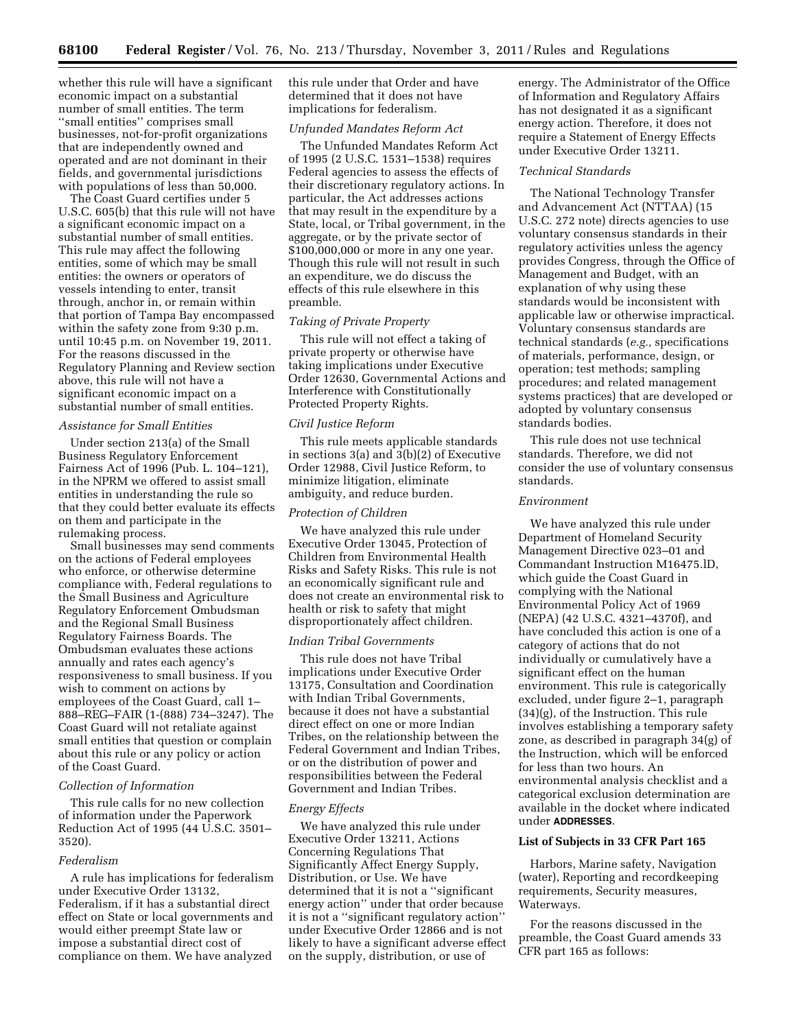whether this rule will have a significant economic impact on a substantial number of small entities. The term ''small entities'' comprises small businesses, not-for-profit organizations that are independently owned and operated and are not dominant in their fields, and governmental jurisdictions with populations of less than 50,000.

The Coast Guard certifies under 5 U.S.C. 605(b) that this rule will not have a significant economic impact on a substantial number of small entities. This rule may affect the following entities, some of which may be small entities: the owners or operators of vessels intending to enter, transit through, anchor in, or remain within that portion of Tampa Bay encompassed within the safety zone from 9:30 p.m. until 10:45 p.m. on November 19, 2011. For the reasons discussed in the Regulatory Planning and Review section above, this rule will not have a significant economic impact on a substantial number of small entities.

*Assistance for Small Entities*

Under section 213(a) of the Small Business Regulatory Enforcement Fairness Act of 1996 (Pub. L. 104–121), in the NPRM we offered to assist small entities in understanding the rule so that they could better evaluate its effects on them and participate in the rulemaking process.

Small businesses may send comments on the actions of Federal employees who enforce, or otherwise determine compliance with, Federal regulations to the Small Business and Agriculture Regulatory Enforcement Ombudsman and the Regional Small Business Regulatory Fairness Boards. The Ombudsman evaluates these actions annually and rates each agency's responsiveness to small business. If you wish to comment on actions by employees of the Coast Guard, call 1–888–REG–FAIR (1-(888) 734–3247). The Coast Guard will not retaliate against small entities that question or complain about this rule or any policy or action of the Coast Guard.

*Collection of Information*

This rule calls for no new collection of information under the Paperwork Reduction Act of 1995 (44 U.S.C. 3501–3520).

*Federalism*

A rule has implications for federalism under Executive Order 13132, Federalism, if it has a substantial direct effect on State or local governments and would either preempt State law or impose a substantial direct cost of compliance on them. We have analyzed this rule under that Order and have determined that it does not have implications for federalism.

*Unfunded Mandates Reform Act*

The Unfunded Mandates Reform Act of 1995 (2 U.S.C. 1531–1538) requires Federal agencies to assess the effects of their discretionary regulatory actions. In particular, the Act addresses actions that may result in the expenditure by a State, local, or Tribal government, in the aggregate, or by the private sector of $100,000,000 or more in any one year. Though this rule will not result in such an expenditure, we do discuss the effects of this rule elsewhere in this preamble.

*Taking of Private Property*

This rule will not effect a taking of private property or otherwise have taking implications under Executive Order 12630, Governmental Actions and Interference with Constitutionally Protected Property Rights.

*Civil Justice Reform*

This rule meets applicable standards in sections 3(a) and 3(b)(2) of Executive Order 12988, Civil Justice Reform, to minimize litigation, eliminate ambiguity, and reduce burden.

*Protection of Children*

We have analyzed this rule under Executive Order 13045, Protection of Children from Environmental Health Risks and Safety Risks. This rule is not an economically significant rule and does not create an environmental risk to health or risk to safety that might disproportionately affect children.

*Indian Tribal Governments*

This rule does not have Tribal implications under Executive Order 13175, Consultation and Coordination with Indian Tribal Governments, because it does not have a substantial direct effect on one or more Indian Tribes, on the relationship between the Federal Government and Indian Tribes, or on the distribution of power and responsibilities between the Federal Government and Indian Tribes.

*Energy Effects*

We have analyzed this rule under Executive Order 13211, Actions Concerning Regulations That Significantly Affect Energy Supply, Distribution, or Use. We have determined that it is not a ''significant energy action'' under that order because it is not a ''significant regulatory action'' under Executive Order 12866 and is not likely to have a significant adverse effect on the supply, distribution, or use of energy. The Administrator of the Office of Information and Regulatory Affairs has not designated it as a significant energy action. Therefore, it does not require a Statement of Energy Effects under Executive Order 13211.

*Technical Standards*

The National Technology Transfer and Advancement Act (NTTAA) (15 U.S.C. 272 note) directs agencies to use voluntary consensus standards in their regulatory activities unless the agency provides Congress, through the Office of Management and Budget, with an explanation of why using these standards would be inconsistent with applicable law or otherwise impractical. Voluntary consensus standards are technical standards (*e.g.,* specifications of materials, performance, design, or operation; test methods; sampling procedures; and related management systems practices) that are developed or adopted by voluntary consensus standards bodies.

This rule does not use technical standards. Therefore, we did not consider the use of voluntary consensus standards.

*Environment*

We have analyzed this rule under Department of Homeland Security Management Directive 023–01 and Commandant Instruction M16475.lD, which guide the Coast Guard in complying with the National Environmental Policy Act of 1969 (NEPA) (42 U.S.C. 4321–4370f), and have concluded this action is one of a category of actions that do not individually or cumulatively have a significant effect on the human environment. This rule is categorically excluded, under figure 2–1, paragraph (34)(g), of the Instruction. This rule involves establishing a temporary safety zone, as described in paragraph 34(g) of the Instruction, which will be enforced for less than two hours. An environmental analysis checklist and a categorical exclusion determination are available in the docket where indicated under **ADDRESSES**.

**List of Subjects in 33 CFR Part 165**

Harbors, Marine safety, Navigation (water), Reporting and recordkeeping requirements, Security measures, Waterways.

For the reasons discussed in the preamble, the Coast Guard amends 33 CFR part 165 as follows: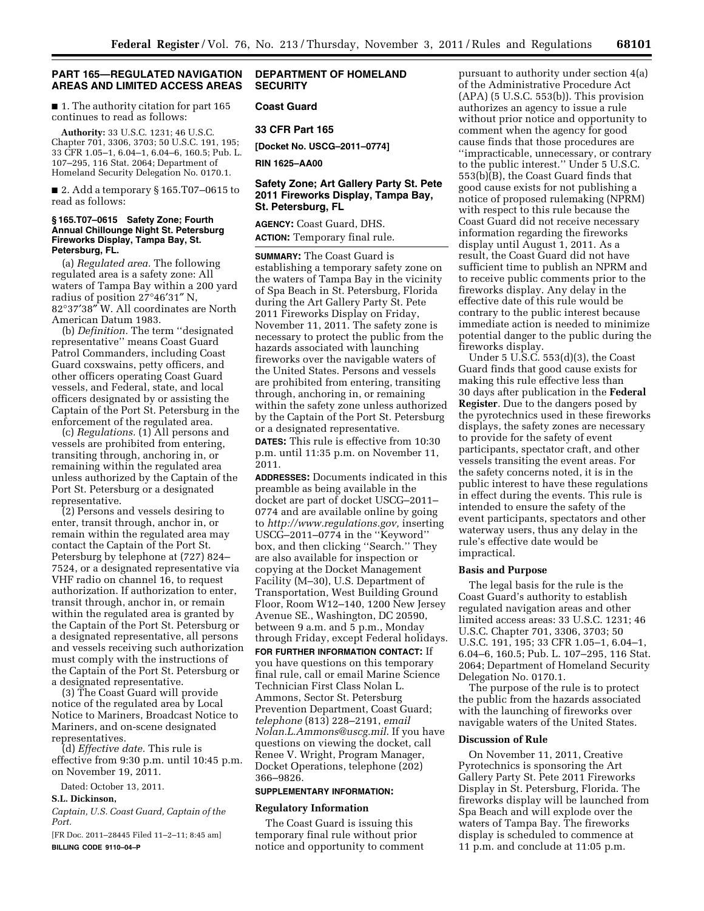## PART 165—REGULATED NAVIGATION AREAS AND LIMITED ACCESS AREAS

■ 1. The authority citation for part 165 continues to read as follows:

**Authority:** 33 U.S.C. 1231; 46 U.S.C. Chapter 701, 3306, 3703; 50 U.S.C. 191, 195; 33 CFR 1.05–1, 6.04–1, 6.04–6, 160.5; Pub. L. 107–295, 116 Stat. 2064; Department of Homeland Security Delegation No. 0170.1.

■ 2. Add a temporary § 165.T07–0615 to read as follows:

### § 165.T07–0615 Safety Zone; Fourth Annual Chillounge Night St. Petersburg Fireworks Display, Tampa Bay, St. Petersburg, FL.

(a) *Regulated area.* The following regulated area is a safety zone: All waters of Tampa Bay within a 200 yard radius of position 27°46′31″ N, 82°37′38″ W. All coordinates are North American Datum 1983.

(b) *Definition.* The term ''designated representative'' means Coast Guard Patrol Commanders, including Coast Guard coxswains, petty officers, and other officers operating Coast Guard vessels, and Federal, state, and local officers designated by or assisting the Captain of the Port St. Petersburg in the enforcement of the regulated area.

(c) *Regulations.* (1) All persons and vessels are prohibited from entering, transiting through, anchoring in, or remaining within the regulated area unless authorized by the Captain of the Port St. Petersburg or a designated representative.

(2) Persons and vessels desiring to enter, transit through, anchor in, or remain within the regulated area may contact the Captain of the Port St. Petersburg by telephone at (727) 824–7524, or a designated representative via VHF radio on channel 16, to request authorization. If authorization to enter, transit through, anchor in, or remain within the regulated area is granted by the Captain of the Port St. Petersburg or a designated representative, all persons and vessels receiving such authorization must comply with the instructions of the Captain of the Port St. Petersburg or a designated representative.

(3) The Coast Guard will provide notice of the regulated area by Local Notice to Mariners, Broadcast Notice to Mariners, and on-scene designated representatives.

(d) *Effective date.* This rule is effective from 9:30 p.m. until 10:45 p.m. on November 19, 2011.

Dated: October 13, 2011.

**S.L. Dickinson,**

*Captain, U.S. Coast Guard, Captain of the Port.*

[FR Doc. 2011–28445 Filed 11–2–11; 8:45 am]

**BILLING CODE 9110–04–P**

## DEPARTMENT OF HOMELAND SECURITY

### Coast Guard

### 33 CFR Part 165

**[Docket No. USCG–2011–0774]**

**RIN 1625–AA00**

## Safety Zone; Art Gallery Party St. Pete 2011 Fireworks Display, Tampa Bay, St. Petersburg, FL

**AGENCY:** Coast Guard, DHS.

**ACTION:** Temporary final rule.

**SUMMARY:** The Coast Guard is establishing a temporary safety zone on the waters of Tampa Bay in the vicinity of Spa Beach in St. Petersburg, Florida during the Art Gallery Party St. Pete 2011 Fireworks Display on Friday, November 11, 2011. The safety zone is necessary to protect the public from the hazards associated with launching fireworks over the navigable waters of the United States. Persons and vessels are prohibited from entering, transiting through, anchoring in, or remaining within the safety zone unless authorized by the Captain of the Port St. Petersburg or a designated representative.

**DATES:** This rule is effective from 10:30 p.m. until 11:35 p.m. on November 11, 2011.

**ADDRESSES:** Documents indicated in this preamble as being available in the docket are part of docket USCG–2011–0774 and are available online by going to *http://www.regulations.gov,* inserting USCG–2011–0774 in the ''Keyword'' box, and then clicking ''Search.'' They are also available for inspection or copying at the Docket Management Facility (M–30), U.S. Department of Transportation, West Building Ground Floor, Room W12–140, 1200 New Jersey Avenue SE., Washington, DC 20590, between 9 a.m. and 5 p.m., Monday through Friday, except Federal holidays.

**FOR FURTHER INFORMATION CONTACT:** If you have questions on this temporary final rule, call or email Marine Science Technician First Class Nolan L. Ammons, Sector St. Petersburg Prevention Department, Coast Guard; *telephone* (813) 228–2191, *email Nolan.L.Ammons@uscg.mil.* If you have questions on viewing the docket, call Renee V. Wright, Program Manager, Docket Operations, telephone (202) 366–9826.

**SUPPLEMENTARY INFORMATION:**

### Regulatory Information

The Coast Guard is issuing this temporary final rule without prior notice and opportunity to comment pursuant to authority under section 4(a) of the Administrative Procedure Act (APA) (5 U.S.C. 553(b)). This provision authorizes an agency to issue a rule without prior notice and opportunity to comment when the agency for good cause finds that those procedures are ''impracticable, unnecessary, or contrary to the public interest.'' Under 5 U.S.C. 553(b)(B), the Coast Guard finds that good cause exists for not publishing a notice of proposed rulemaking (NPRM) with respect to this rule because the Coast Guard did not receive necessary information regarding the fireworks display until August 1, 2011. As a result, the Coast Guard did not have sufficient time to publish an NPRM and to receive public comments prior to the fireworks display. Any delay in the effective date of this rule would be contrary to the public interest because immediate action is needed to minimize potential danger to the public during the fireworks display.

Under 5 U.S.C. 553(d)(3), the Coast Guard finds that good cause exists for making this rule effective less than 30 days after publication in the **Federal Register**. Due to the dangers posed by the pyrotechnics used in these fireworks displays, the safety zones are necessary to provide for the safety of event participants, spectator craft, and other vessels transiting the event areas. For the safety concerns noted, it is in the public interest to have these regulations in effect during the events. This rule is intended to ensure the safety of the event participants, spectators and other waterway users, thus any delay in the rule's effective date would be impractical.

### Basis and Purpose

The legal basis for the rule is the Coast Guard's authority to establish regulated navigation areas and other limited access areas: 33 U.S.C. 1231; 46 U.S.C. Chapter 701, 3306, 3703; 50 U.S.C. 191, 195; 33 CFR 1.05–1, 6.04–1, 6.04–6, 160.5; Pub. L. 107–295, 116 Stat. 2064; Department of Homeland Security Delegation No. 0170.1.

The purpose of the rule is to protect the public from the hazards associated with the launching of fireworks over navigable waters of the United States.

### Discussion of Rule

On November 11, 2011, Creative Pyrotechnics is sponsoring the Art Gallery Party St. Pete 2011 Fireworks Display in St. Petersburg, Florida. The fireworks display will be launched from Spa Beach and will explode over the waters of Tampa Bay. The fireworks display is scheduled to commence at 11 p.m. and conclude at 11:05 p.m.